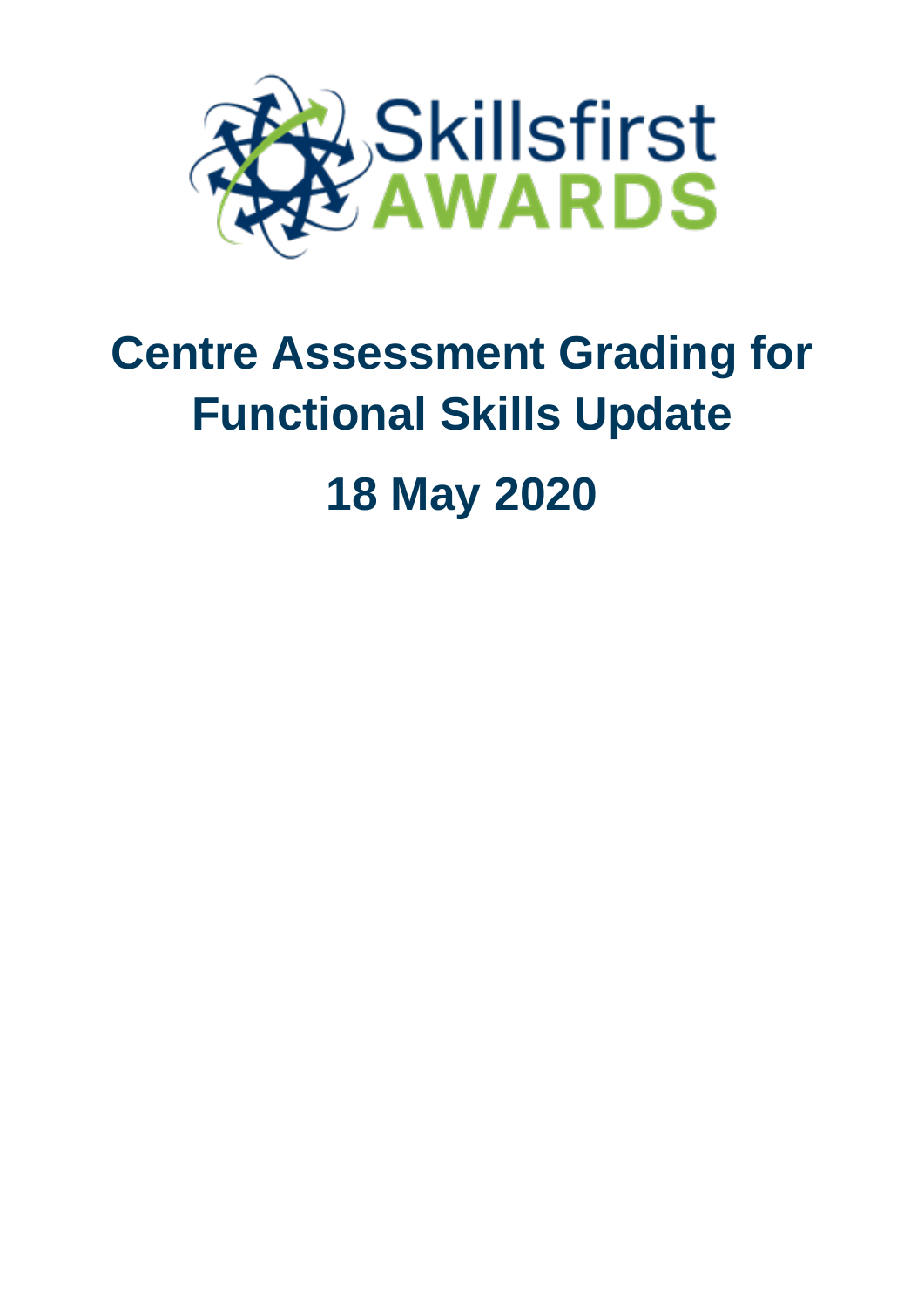Skillsfirst AWARDS

# Centre Assessment Grading for Functional Skills Update

# 18 May 2020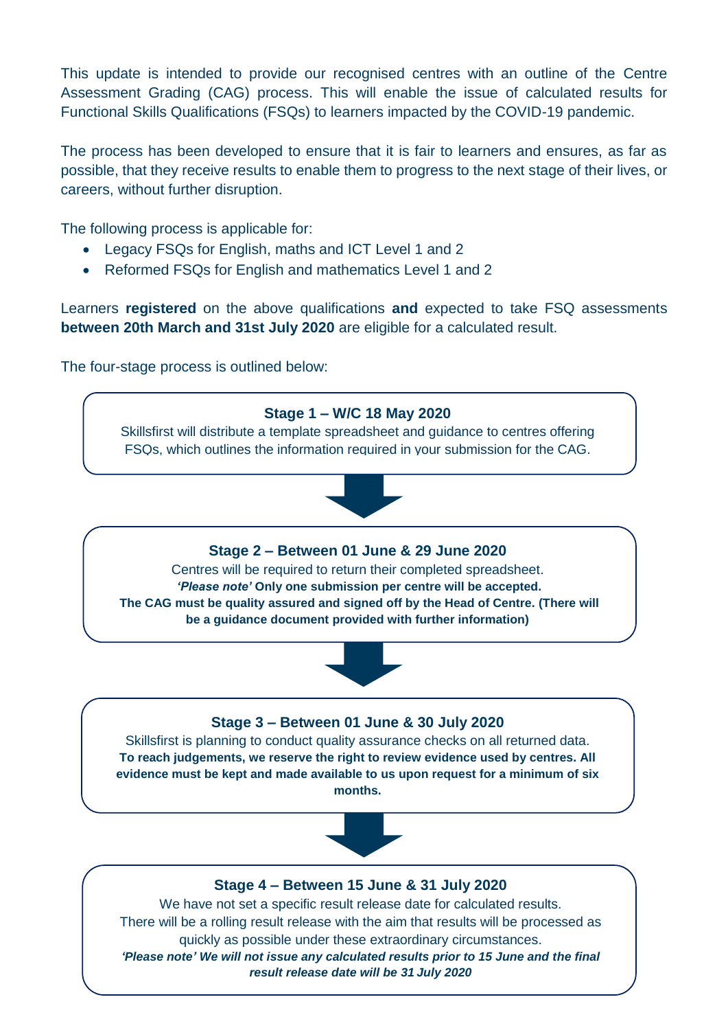This update is intended to provide our recognised centres with an outline of the Centre Assessment Grading (CAG) process. This will enable the issue of calculated results for Functional Skills Qualifications (FSQs) to learners impacted by the COVID-19 pandemic.

The process has been developed to ensure that it is fair to learners and ensures, as far as possible, that they receive results to enable them to progress to the next stage of their lives, or careers, without further disruption.

The following process is applicable for:

- Legacy FSQs for English, maths and ICT Level 1 and 2
- Reformed FSQs for English and mathematics Level 1 and 2

Learners **registered** on the above qualifications **and** expected to take FSQ assessments **between 20th March and 31st July 2020** are eligible for a calculated result.

The four-stage process is outlined below:

**Stage 1 – W/C 18 May 2020**

Skillsfirst will distribute a template spreadsheet and guidance to centres offering FSQs, which outlines the information required in your submission for the CAG.

**Stage 2 – Between 01 June & 29 June 2020**

Centres will be required to return their completed spreadsheet.

***'Please note'*** **Only one submission per centre will be accepted.**
**The CAG must be quality assured and signed off by the Head of Centre. (There will be a guidance document provided with further information)**

**Stage 3 – Between 01 June & 30 July 2020**

Skillsfirst is planning to conduct quality assurance checks on all returned data.
**To reach judgements, we reserve the right to review evidence used by centres. All evidence must be kept and made available to us upon request for a minimum of six months.**

**Stage 4 – Between 15 June & 31 July 2020**

We have not set a specific result release date for calculated results.
There will be a rolling result release with the aim that results will be processed as quickly as possible under these extraordinary circumstances.

***'Please note' We will not issue any calculated results prior to 15 June and the final result release date will be 31 July 2020***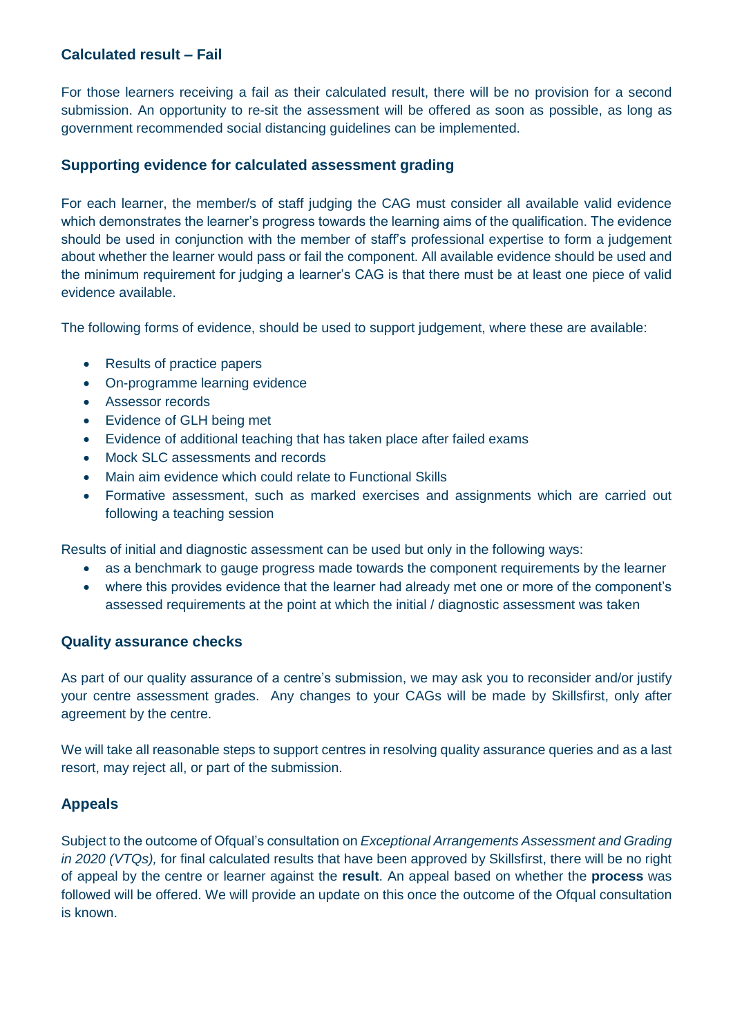### Calculated result – Fail

For those learners receiving a fail as their calculated result, there will be no provision for a second submission. An opportunity to re-sit the assessment will be offered as soon as possible, as long as government recommended social distancing guidelines can be implemented.

### Supporting evidence for calculated assessment grading

For each learner, the member/s of staff judging the CAG must consider all available valid evidence which demonstrates the learner's progress towards the learning aims of the qualification. The evidence should be used in conjunction with the member of staff's professional expertise to form a judgement about whether the learner would pass or fail the component. All available evidence should be used and the minimum requirement for judging a learner's CAG is that there must be at least one piece of valid evidence available.

The following forms of evidence, should be used to support judgement, where these are available:

- Results of practice papers
- On-programme learning evidence
- Assessor records
- Evidence of GLH being met
- Evidence of additional teaching that has taken place after failed exams
- Mock SLC assessments and records
- Main aim evidence which could relate to Functional Skills
- Formative assessment, such as marked exercises and assignments which are carried out following a teaching session

Results of initial and diagnostic assessment can be used but only in the following ways:

- as a benchmark to gauge progress made towards the component requirements by the learner
- where this provides evidence that the learner had already met one or more of the component's assessed requirements at the point at which the initial / diagnostic assessment was taken

### Quality assurance checks

As part of our quality assurance of a centre's submission, we may ask you to reconsider and/or justify your centre assessment grades. Any changes to your CAGs will be made by Skillsfirst, only after agreement by the centre.

We will take all reasonable steps to support centres in resolving quality assurance queries and as a last resort, may reject all, or part of the submission.

### Appeals

Subject to the outcome of Ofqual's consultation on *Exceptional Arrangements Assessment and Grading in 2020 (VTQs),* for final calculated results that have been approved by Skillsfirst, there will be no right of appeal by the centre or learner against the **result**. An appeal based on whether the **process** was followed will be offered. We will provide an update on this once the outcome of the Ofqual consultation is known.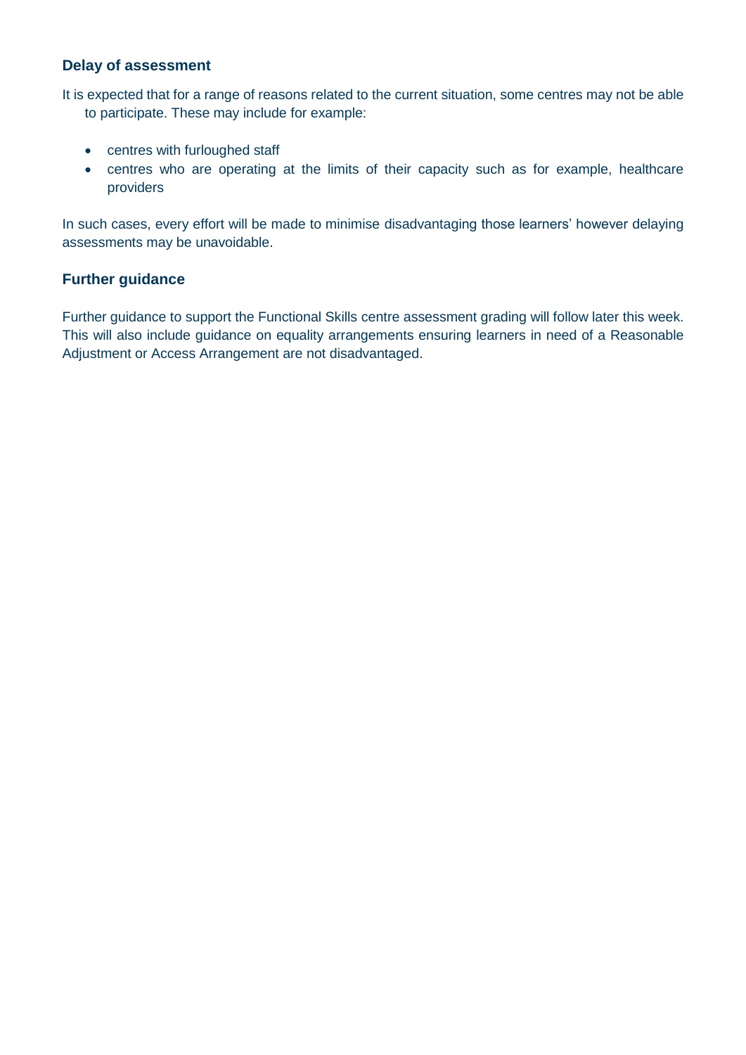### Delay of assessment

It is expected that for a range of reasons related to the current situation, some centres may not be able to participate. These may include for example:

- centres with furloughed staff
- centres who are operating at the limits of their capacity such as for example, healthcare providers

In such cases, every effort will be made to minimise disadvantaging those learners' however delaying assessments may be unavoidable.

### Further guidance

Further guidance to support the Functional Skills centre assessment grading will follow later this week. This will also include guidance on equality arrangements ensuring learners in need of a Reasonable Adjustment or Access Arrangement are not disadvantaged.